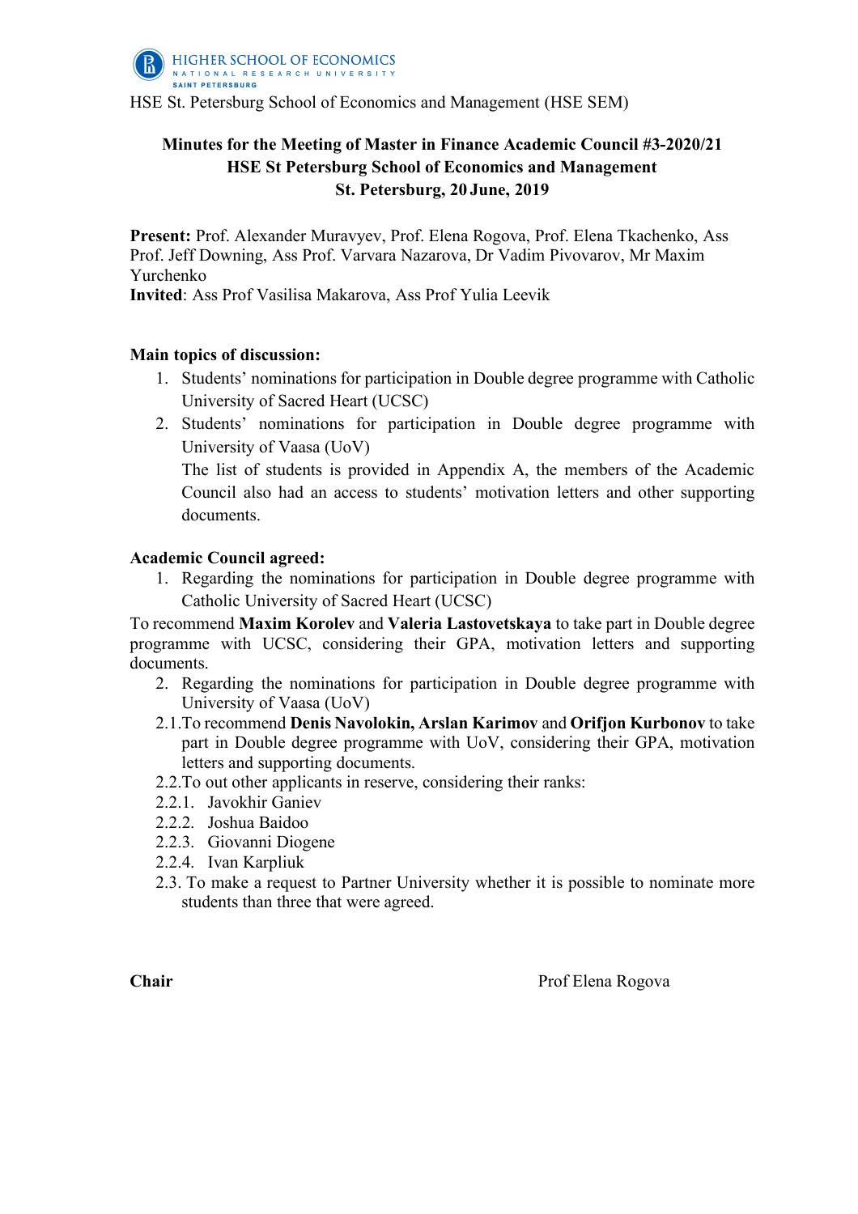HIGHER SCHOOL OF ECONOMICS
NATIONAL RESEARCH UNIVERSITY
SAINT PETERSBURG

HSE St. Petersburg School of Economics and Management (HSE SEM)

**Minutes for the Meeting of Master in Finance Academic Council #3-2020/21**
**HSE St Petersburg School of Economics and Management**
**St. Petersburg, 20 June, 2019**

**Present:** Prof. Alexander Muravyev, Prof. Elena Rogova, Prof. Elena Tkachenko, Ass Prof. Jeff Downing, Ass Prof. Varvara Nazarova, Dr Vadim Pivovarov, Mr Maxim Yurchenko
**Invited**: Ass Prof Vasilisa Makarova, Ass Prof Yulia Leevik

**Main topics of discussion:**

1. Students' nominations for participation in Double degree programme with Catholic University of Sacred Heart (UCSC)
2. Students' nominations for participation in Double degree programme with University of Vaasa (UoV)

   The list of students is provided in Appendix A, the members of the Academic Council also had an access to students' motivation letters and other supporting documents.

**Academic Council agreed:**

1. Regarding the nominations for participation in Double degree programme with Catholic University of Sacred Heart (UCSC)

To recommend **Maxim Korolev** and **Valeria Lastovetskaya** to take part in Double degree programme with UCSC, considering their GPA, motivation letters and supporting documents.

2. Regarding the nominations for participation in Double degree programme with University of Vaasa (UoV)

2.1. To recommend **Denis Navolokin, Arslan Karimov** and **Orifjon Kurbonov** to take part in Double degree programme with UoV, considering their GPA, motivation letters and supporting documents.

2.2. To out other applicants in reserve, considering their ranks:

2.2.1. Javokhir Ganiev
2.2.2. Joshua Baidoo
2.2.3. Giovanni Diogene
2.2.4. Ivan Karpliuk

2.3. To make a request to Partner University whether it is possible to nominate more students than three that were agreed.

**Chair** Prof Elena Rogova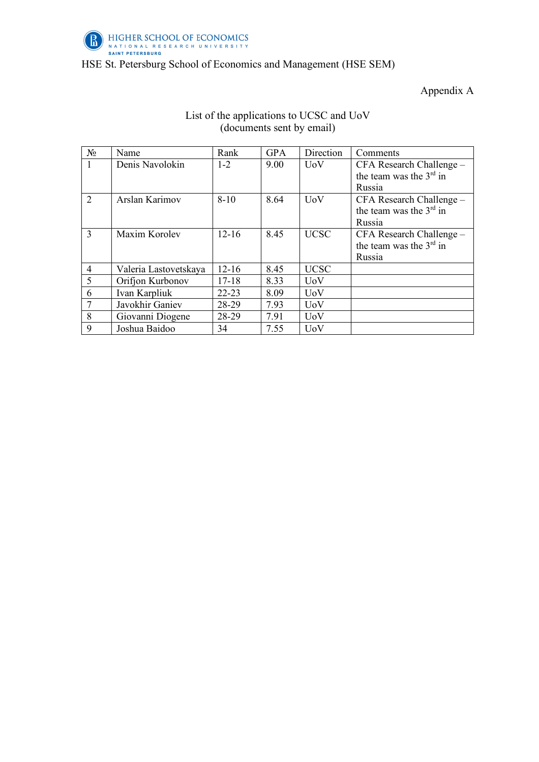HSE St. Petersburg School of Economics and Management (HSE SEM)

Appendix A

List of the applications to UCSC and UoV
(documents sent by email)

| № | Name | Rank | GPA | Direction | Comments |
|---|---|---|---|---|---|
| 1 | Denis Navolokin | 1-2 | 9.00 | UoV | CFA Research Challenge – the team was the 3rd in Russia |
| 2 | Arslan Karimov | 8-10 | 8.64 | UoV | CFA Research Challenge – the team was the 3rd in Russia |
| 3 | Maxim Korolev | 12-16 | 8.45 | UCSC | CFA Research Challenge – the team was the 3rd in Russia |
| 4 | Valeria Lastovetskaya | 12-16 | 8.45 | UCSC | |
| 5 | Orifjon Kurbonov | 17-18 | 8.33 | UoV | |
| 6 | Ivan Karpliuk | 22-23 | 8.09 | UoV | |
| 7 | Javokhir Ganiev | 28-29 | 7.93 | UoV | |
| 8 | Giovanni Diogene | 28-29 | 7.91 | UoV | |
| 9 | Joshua Baidoo | 34 | 7.55 | UoV | |